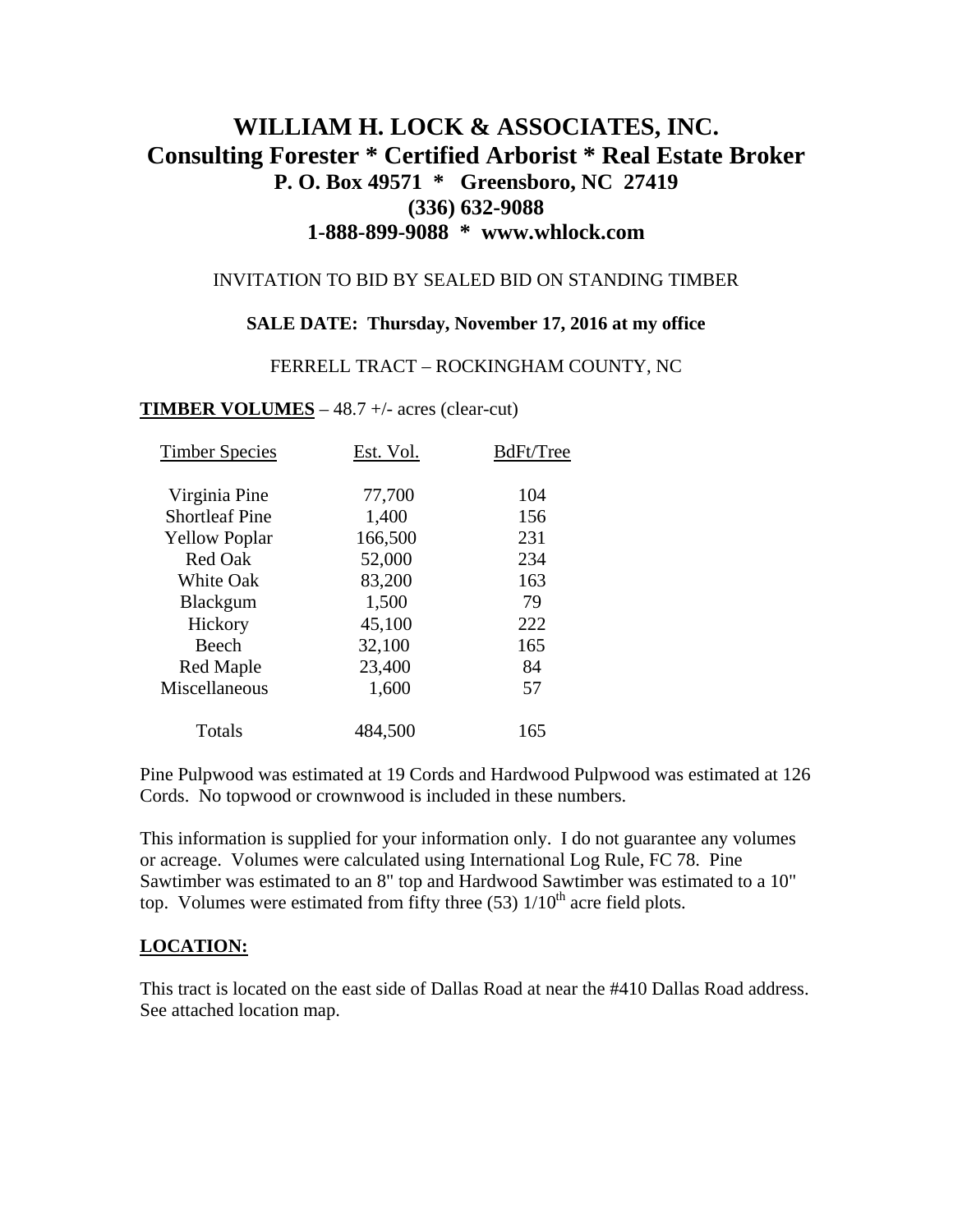# WILLIAM H. LOCK & ASSOCIATES, INC.
## Consulting Forester * Certified Arborist * Real Estate Broker
### P. O. Box 49571 * Greensboro, NC 27419
### (336) 632-9088
### 1-888-899-9088 * www.whlock.com

INVITATION TO BID BY SEALED BID ON STANDING TIMBER

**SALE DATE: Thursday, November 17, 2016 at my office**

FERRELL TRACT – ROCKINGHAM COUNTY, NC

**TIMBER VOLUMES** – 48.7 +/- acres (clear-cut)

| Timber Species | Est. Vol. | BdFt/Tree |
|---|---|---|
| Virginia Pine | 77,700 | 104 |
| Shortleaf Pine | 1,400 | 156 |
| Yellow Poplar | 166,500 | 231 |
| Red Oak | 52,000 | 234 |
| White Oak | 83,200 | 163 |
| Blackgum | 1,500 | 79 |
| Hickory | 45,100 | 222 |
| Beech | 32,100 | 165 |
| Red Maple | 23,400 | 84 |
| Miscellaneous | 1,600 | 57 |
| Totals | 484,500 | 165 |

Pine Pulpwood was estimated at 19 Cords and Hardwood Pulpwood was estimated at 126 Cords. No topwood or crownwood is included in these numbers.

This information is supplied for your information only. I do not guarantee any volumes or acreage. Volumes were calculated using International Log Rule, FC 78. Pine Sawtimber was estimated to an 8" top and Hardwood Sawtimber was estimated to a 10" top. Volumes were estimated from fifty three (53) 1/10th acre field plots.

**LOCATION:**

This tract is located on the east side of Dallas Road at near the #410 Dallas Road address. See attached location map.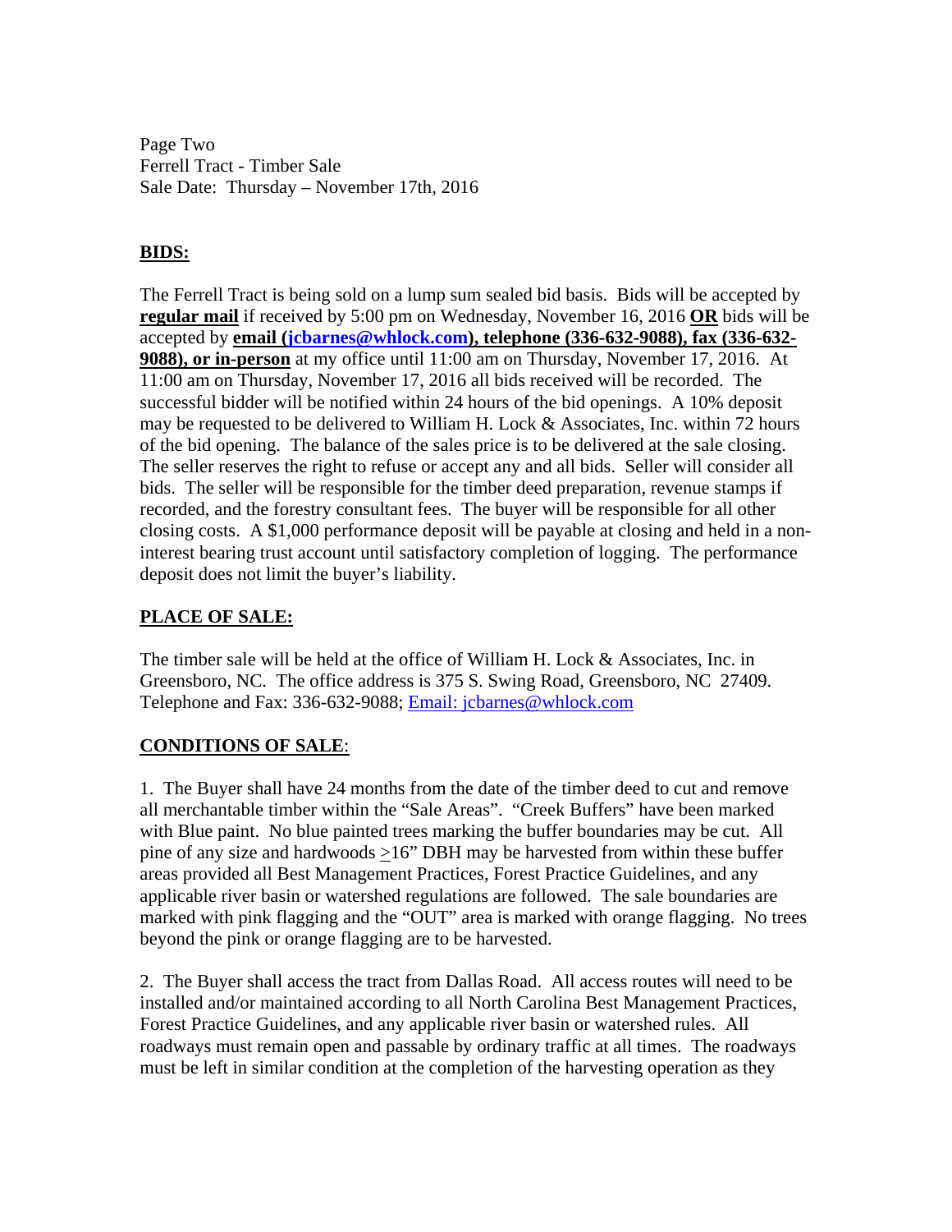Page Two
Ferrell Tract - Timber Sale
Sale Date: Thursday – November 17th, 2016

## BIDS:

The Ferrell Tract is being sold on a lump sum sealed bid basis. Bids will be accepted by **regular mail** if received by 5:00 pm on Wednesday, November 16, 2016 **OR** bids will be accepted by **email (jcbarnes@whlock.com), telephone (336-632-9088), fax (336-632-9088), or in-person** at my office until 11:00 am on Thursday, November 17, 2016. At 11:00 am on Thursday, November 17, 2016 all bids received will be recorded. The successful bidder will be notified within 24 hours of the bid openings. A 10% deposit may be requested to be delivered to William H. Lock & Associates, Inc. within 72 hours of the bid opening. The balance of the sales price is to be delivered at the sale closing. The seller reserves the right to refuse or accept any and all bids. Seller will consider all bids. The seller will be responsible for the timber deed preparation, revenue stamps if recorded, and the forestry consultant fees. The buyer will be responsible for all other closing costs. A $1,000 performance deposit will be payable at closing and held in a non-interest bearing trust account until satisfactory completion of logging. The performance deposit does not limit the buyer's liability.

## PLACE OF SALE:

The timber sale will be held at the office of William H. Lock & Associates, Inc. in Greensboro, NC. The office address is 375 S. Swing Road, Greensboro, NC 27409. Telephone and Fax: 336-632-9088; Email: jcbarnes@whlock.com

## CONDITIONS OF SALE:

1. The Buyer shall have 24 months from the date of the timber deed to cut and remove all merchantable timber within the "Sale Areas". "Creek Buffers" have been marked with Blue paint. No blue painted trees marking the buffer boundaries may be cut. All pine of any size and hardwoods ≥16" DBH may be harvested from within these buffer areas provided all Best Management Practices, Forest Practice Guidelines, and any applicable river basin or watershed regulations are followed. The sale boundaries are marked with pink flagging and the "OUT" area is marked with orange flagging. No trees beyond the pink or orange flagging are to be harvested.

2. The Buyer shall access the tract from Dallas Road. All access routes will need to be installed and/or maintained according to all North Carolina Best Management Practices, Forest Practice Guidelines, and any applicable river basin or watershed rules. All roadways must remain open and passable by ordinary traffic at all times. The roadways must be left in similar condition at the completion of the harvesting operation as they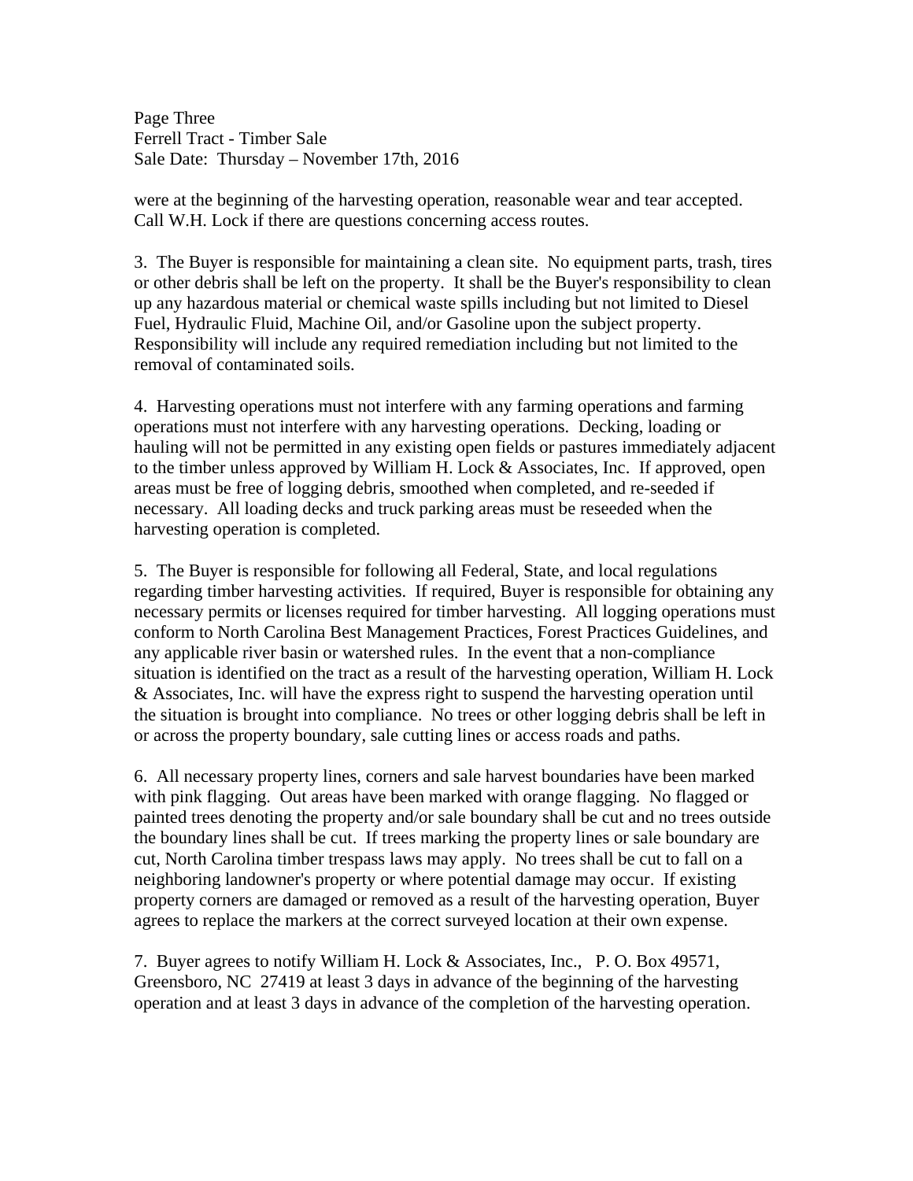were at the beginning of the harvesting operation, reasonable wear and tear accepted. Call W.H. Lock if there are questions concerning access routes.

3. The Buyer is responsible for maintaining a clean site. No equipment parts, trash, tires or other debris shall be left on the property. It shall be the Buyer's responsibility to clean up any hazardous material or chemical waste spills including but not limited to Diesel Fuel, Hydraulic Fluid, Machine Oil, and/or Gasoline upon the subject property. Responsibility will include any required remediation including but not limited to the removal of contaminated soils.

4. Harvesting operations must not interfere with any farming operations and farming operations must not interfere with any harvesting operations. Decking, loading or hauling will not be permitted in any existing open fields or pastures immediately adjacent to the timber unless approved by William H. Lock & Associates, Inc. If approved, open areas must be free of logging debris, smoothed when completed, and re-seeded if necessary. All loading decks and truck parking areas must be reseeded when the harvesting operation is completed.

5. The Buyer is responsible for following all Federal, State, and local regulations regarding timber harvesting activities. If required, Buyer is responsible for obtaining any necessary permits or licenses required for timber harvesting. All logging operations must conform to North Carolina Best Management Practices, Forest Practices Guidelines, and any applicable river basin or watershed rules. In the event that a non-compliance situation is identified on the tract as a result of the harvesting operation, William H. Lock & Associates, Inc. will have the express right to suspend the harvesting operation until the situation is brought into compliance. No trees or other logging debris shall be left in or across the property boundary, sale cutting lines or access roads and paths.

6. All necessary property lines, corners and sale harvest boundaries have been marked with pink flagging. Out areas have been marked with orange flagging. No flagged or painted trees denoting the property and/or sale boundary shall be cut and no trees outside the boundary lines shall be cut. If trees marking the property lines or sale boundary are cut, North Carolina timber trespass laws may apply. No trees shall be cut to fall on a neighboring landowner's property or where potential damage may occur. If existing property corners are damaged or removed as a result of the harvesting operation, Buyer agrees to replace the markers at the correct surveyed location at their own expense.

7. Buyer agrees to notify William H. Lock & Associates, Inc., P. O. Box 49571, Greensboro, NC 27419 at least 3 days in advance of the beginning of the harvesting operation and at least 3 days in advance of the completion of the harvesting operation.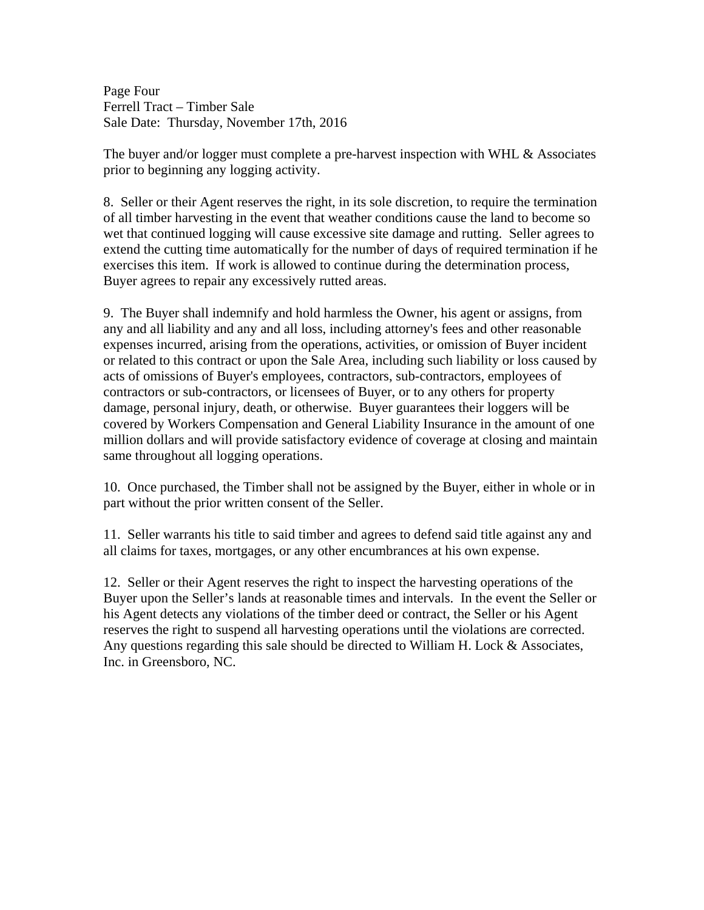The buyer and/or logger must complete a pre-harvest inspection with WHL & Associates prior to beginning any logging activity.

8. Seller or their Agent reserves the right, in its sole discretion, to require the termination of all timber harvesting in the event that weather conditions cause the land to become so wet that continued logging will cause excessive site damage and rutting. Seller agrees to extend the cutting time automatically for the number of days of required termination if he exercises this item. If work is allowed to continue during the determination process, Buyer agrees to repair any excessively rutted areas.

9. The Buyer shall indemnify and hold harmless the Owner, his agent or assigns, from any and all liability and any and all loss, including attorney's fees and other reasonable expenses incurred, arising from the operations, activities, or omission of Buyer incident or related to this contract or upon the Sale Area, including such liability or loss caused by acts of omissions of Buyer's employees, contractors, sub-contractors, employees of contractors or sub-contractors, or licensees of Buyer, or to any others for property damage, personal injury, death, or otherwise. Buyer guarantees their loggers will be covered by Workers Compensation and General Liability Insurance in the amount of one million dollars and will provide satisfactory evidence of coverage at closing and maintain same throughout all logging operations.

10. Once purchased, the Timber shall not be assigned by the Buyer, either in whole or in part without the prior written consent of the Seller.

11. Seller warrants his title to said timber and agrees to defend said title against any and all claims for taxes, mortgages, or any other encumbrances at his own expense.

12. Seller or their Agent reserves the right to inspect the harvesting operations of the Buyer upon the Seller's lands at reasonable times and intervals. In the event the Seller or his Agent detects any violations of the timber deed or contract, the Seller or his Agent reserves the right to suspend all harvesting operations until the violations are corrected. Any questions regarding this sale should be directed to William H. Lock & Associates, Inc. in Greensboro, NC.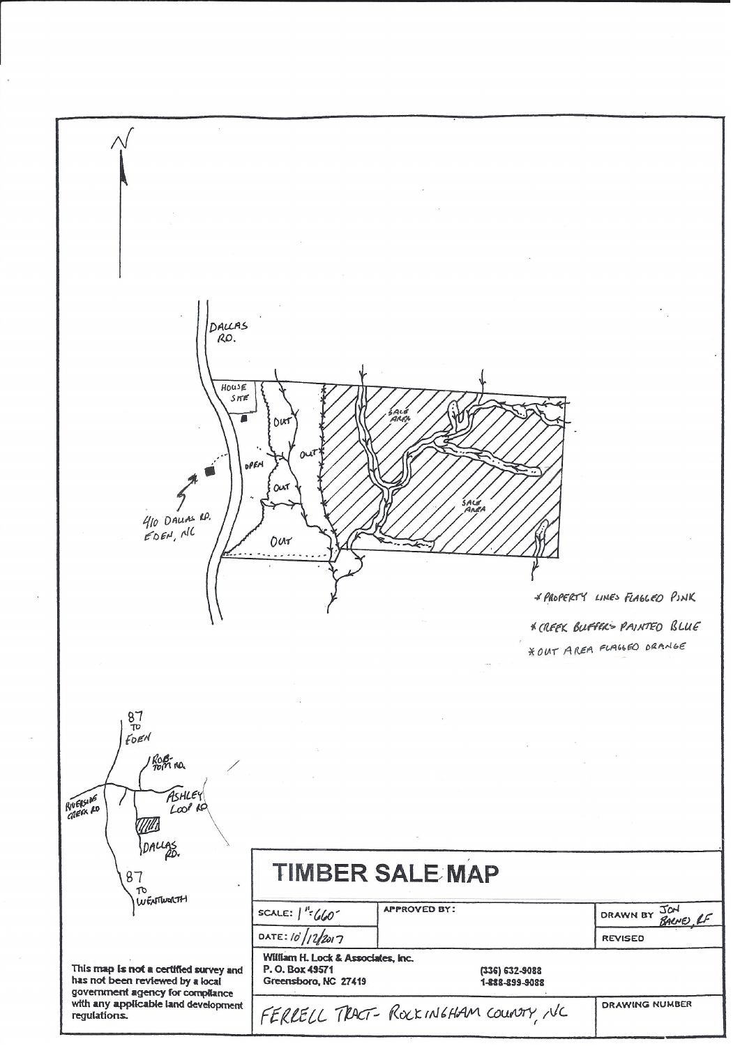N

DALLAS RD.

HOUSE SITE

OUT

OUT

OUT

OPEN

OUT

OUT

410 DALLAS RD. EDEN, NC

SALE AREA

SALE AREA

* PROPERTY LINES FLAGGED PINK

* CREEK BUFFERS PAINTED BLUE

* OUT AREA FLAGGED ORANGE

87 TO EDEN

ROB-TOM RD.

RIVERSIDE CREEK RD

ASHLEY LOOP RD

DALLAS RD.

87 TO WENTWORTH

This map is not a certified survey and has not been reviewed by a local government agency for compliance with any applicable land development regulations.

# TIMBER SALE MAP

| | | |
|---|---|---|
| SCALE: 1" = 660' | APPROVED BY: | DRAWN BY JON BARNES, RF |
| DATE: 10/12/2017 | | REVISED |
| William H. Lock & Associates, Inc. P. O. Box 49571 Greensboro, NC 27419 | (336) 632-9088 1-888-899-9088 | |
| FERRELL TRACT - ROCKINGHAM COUNTY, NC | | DRAWING NUMBER |